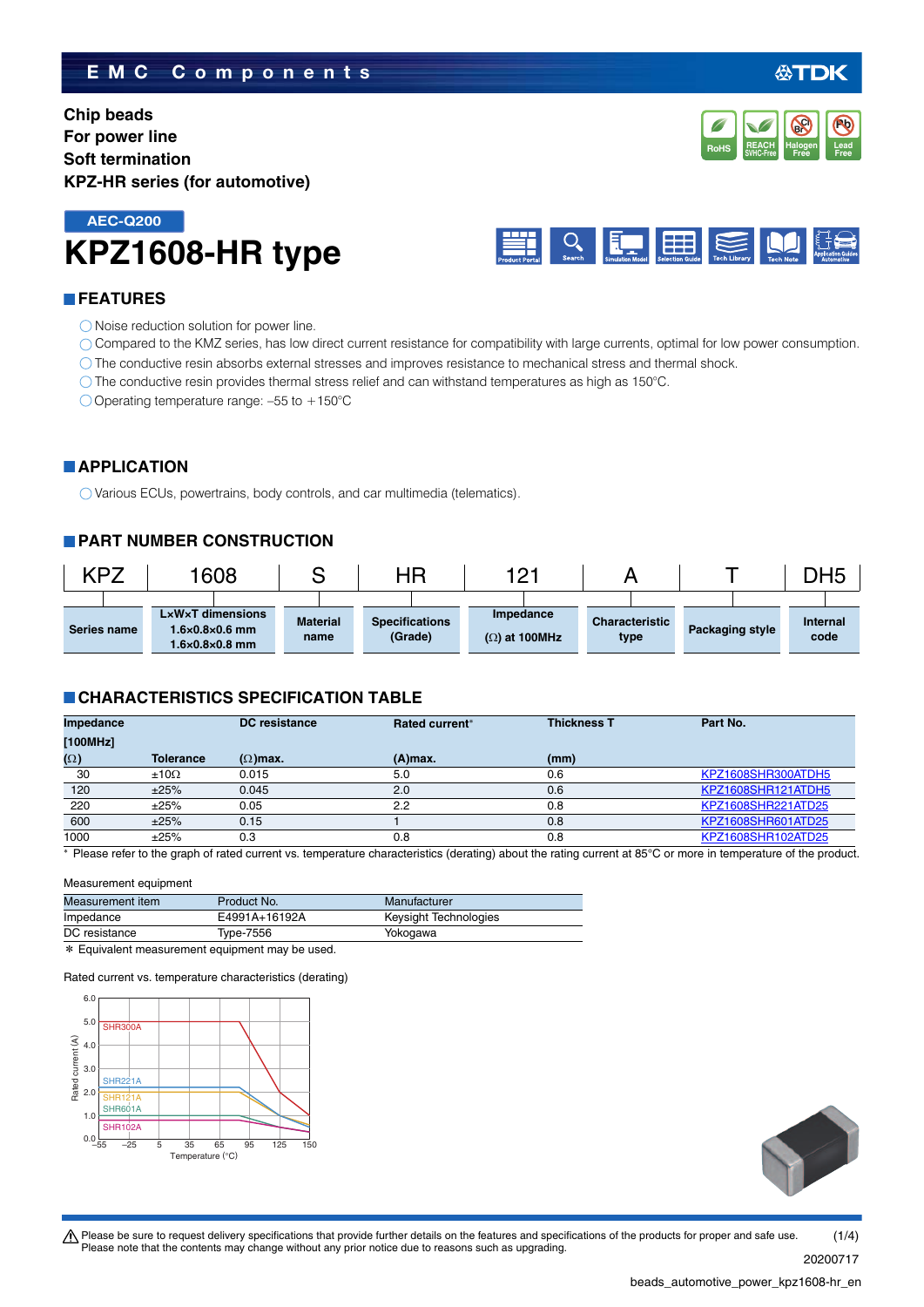EMC Components

**Chip beads**
**For power line**
**Soft termination**
**KPZ-HR series (for automotive)**

AEC-Q200

# KPZ1608-HR type

## FEATURES

- Noise reduction solution for power line.
- Compared to the KMZ series, has low direct current resistance for compatibility with large currents, optimal for low power consumption.
- The conductive resin absorbs external stresses and improves resistance to mechanical stress and thermal shock.
- The conductive resin provides thermal stress relief and can withstand temperatures as high as 150°C.
- Operating temperature range: –55 to +150°C

## APPLICATION

- Various ECUs, powertrains, body controls, and car multimedia (telematics).

## PART NUMBER CONSTRUCTION

| KPZ | 1608 | S | HR | 121 | A | T | DH5 |
|---|---|---|---|---|---|---|---|
| Series name | L×W×T dimensions 1.6×0.8×0.6 mm 1.6×0.8×0.8 mm | Material name | Specifications (Grade) | Impedance (Ω) at 100MHz | Characteristic type | Packaging style | Internal code |

## CHARACTERISTICS SPECIFICATION TABLE

| Impedance [100MHz] (Ω) | Tolerance | DC resistance (Ω)max. | Rated current* (A)max. | Thickness T (mm) | Part No. |
|---|---|---|---|---|---|
| 30 | ±10Ω | 0.015 | 5.0 | 0.6 | KPZ1608SHR300ATDH5 |
| 120 | ±25% | 0.045 | 2.0 | 0.6 | KPZ1608SHR121ATDH5 |
| 220 | ±25% | 0.05 | 2.2 | 0.8 | KPZ1608SHR221ATD25 |
| 600 | ±25% | 0.15 | 1 | 0.8 | KPZ1608SHR601ATD25 |
| 1000 | ±25% | 0.3 | 0.8 | 0.8 | KPZ1608SHR102ATD25 |

\* Please refer to the graph of rated current vs. temperature characteristics (derating) about the rating current at 85°C or more in temperature of the product.

Measurement equipment

| Measurement item | Product No. | Manufacturer |
|---|---|---|
| Impedance | E4991A+16192A | Keysight Technologies |
| DC resistance | Type-7556 | Yokogawa |

\* Equivalent measurement equipment may be used.

Rated current vs. temperature characteristics (derating)

Please be sure to request delivery specifications that provide further details on the features and specifications of the products for proper and safe use.
Please note that the contents may change without any prior notice due to reasons such as upgrading.

20200717

beads_automotive_power_kpz1608-hr_en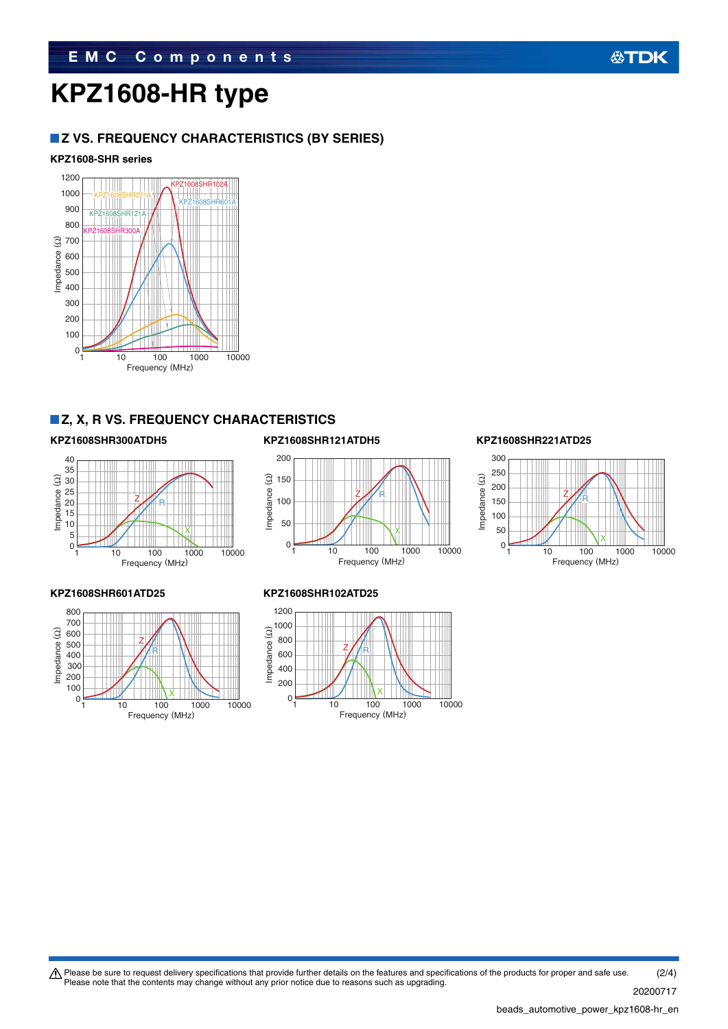# KPZ1608-HR type

## Z VS. FREQUENCY CHARACTERISTICS (BY SERIES)

### KPZ1608-SHR series

KPZ1608SHR102A
KPZ1608SHR221A
KPZ1608SHR601A
KPZ1608SHR121A
KPZ1608SHR300A

Impedance (Ω)
Frequency (MHz)

## Z, X, R VS. FREQUENCY CHARACTERISTICS

### KPZ1608SHR300ATDH5

Impedance (Ω)
Frequency (MHz)

### KPZ1608SHR121ATDH5

Impedance (Ω)
Frequency (MHz)

### KPZ1608SHR221ATD25

Impedance (Ω)
Frequency (MHz)

### KPZ1608SHR601ATD25

Impedance (Ω)
Frequency (MHz)

### KPZ1608SHR102ATD25

Impedance (Ω)
Frequency (MHz)

⚠ Please be sure to request delivery specifications that provide further details on the features and specifications of the products for proper and safe use.
Please note that the contents may change without any prior notice due to reasons such as upgrading.

20200717

beads_automotive_power_kpz1608-hr_en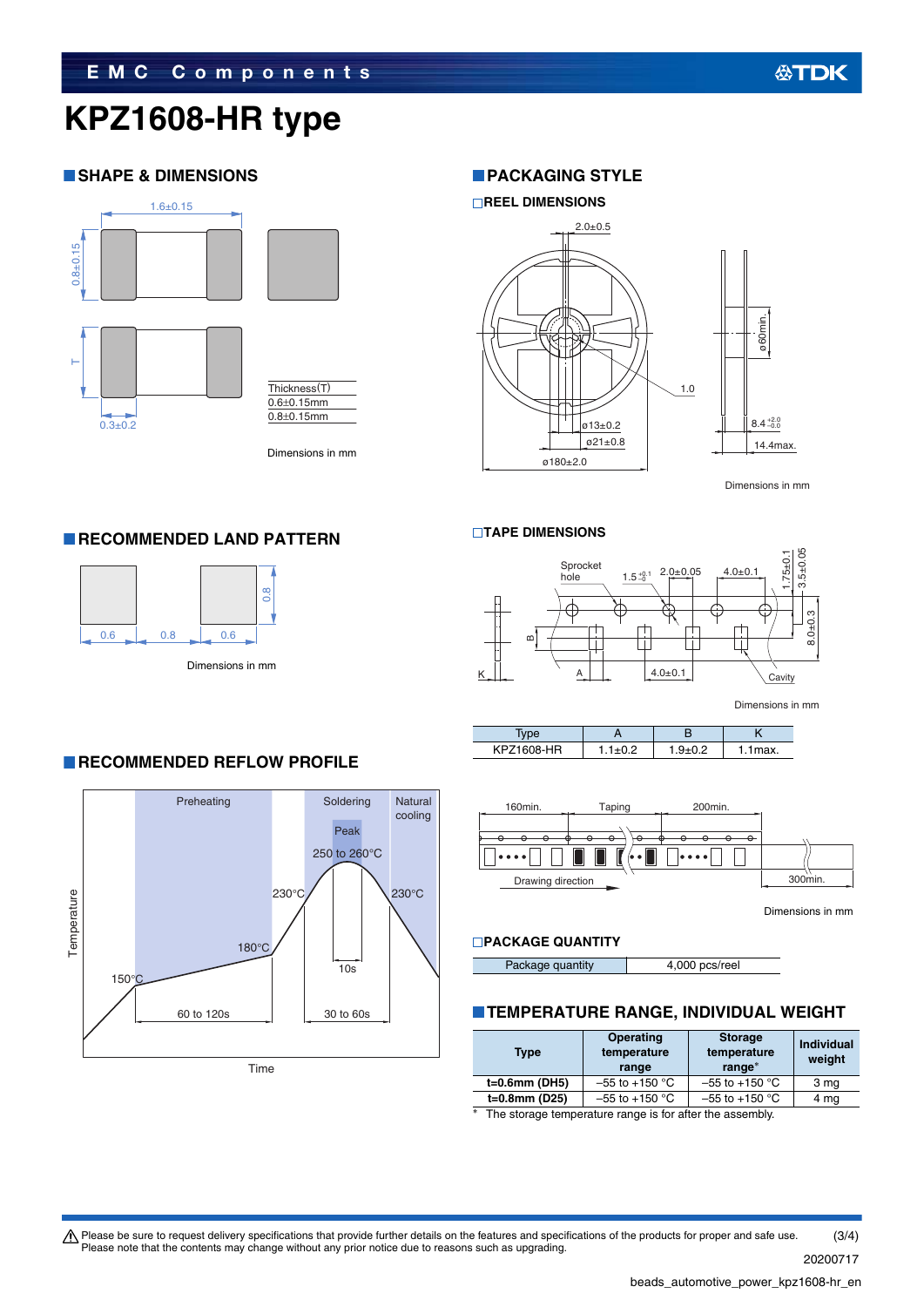# KPZ1608-HR type

## SHAPE & DIMENSIONS

| Thickness(T) |
| --- |
| 0.6±0.15mm |
| 0.8±0.15mm |

Dimensions in mm

## PACKAGING STYLE

### REEL DIMENSIONS

Dimensions in mm

### TAPE DIMENSIONS

Dimensions in mm

| Type | A | B | K |
| --- | --- | --- | --- |
| KPZ1608-HR | 1.1±0.2 | 1.9±0.2 | 1.1max. |

Dimensions in mm

### PACKAGE QUANTITY

| Package quantity | 4,000 pcs/reel |
| --- | --- |

## RECOMMENDED LAND PATTERN

Dimensions in mm

## RECOMMENDED REFLOW PROFILE

## TEMPERATURE RANGE, INDIVIDUAL WEIGHT

| Type | Operating temperature range | Storage temperature range* | Individual weight |
| --- | --- | --- | --- |
| t=0.6mm (DH5) | –55 to +150 °C | –55 to +150 °C | 3 mg |
| t=0.8mm (D25) | –55 to +150 °C | –55 to +150 °C | 4 mg |

* The storage temperature range is for after the assembly.

⚠ Please be sure to request delivery specifications that provide further details on the features and specifications of the products for proper and safe use.
Please note that the contents may change without any prior notice due to reasons such as upgrading.

20200717

beads_automotive_power_kpz1608-hr_en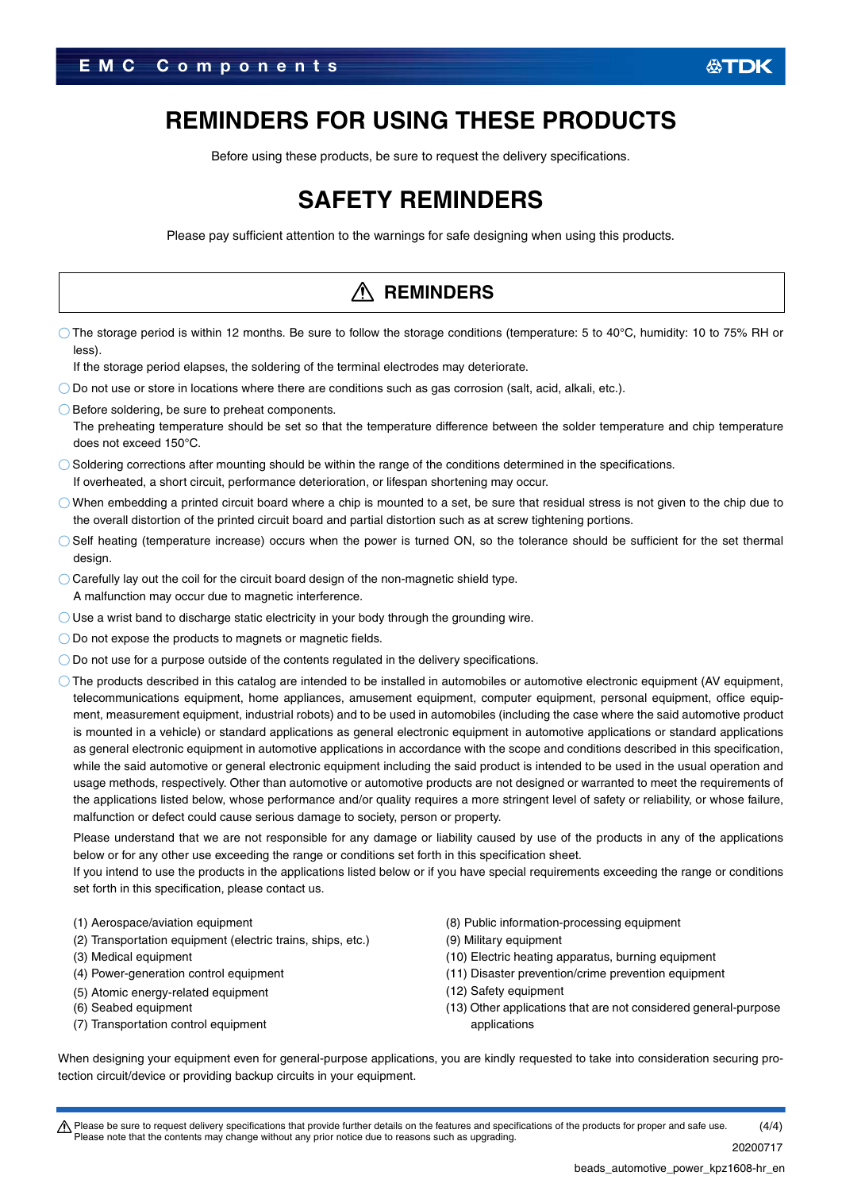# REMINDERS FOR USING THESE PRODUCTS

Before using these products, be sure to request the delivery specifications.

# SAFETY REMINDERS

Please pay sufficient attention to the warnings for safe designing when using this products.

## ⚠ REMINDERS

- The storage period is within 12 months. Be sure to follow the storage conditions (temperature: 5 to 40°C, humidity: 10 to 75% RH or less).
  If the storage period elapses, the soldering of the terminal electrodes may deteriorate.
- Do not use or store in locations where there are conditions such as gas corrosion (salt, acid, alkali, etc.).
- Before soldering, be sure to preheat components.
  The preheating temperature should be set so that the temperature difference between the solder temperature and chip temperature does not exceed 150°C.
- Soldering corrections after mounting should be within the range of the conditions determined in the specifications.
  If overheated, a short circuit, performance deterioration, or lifespan shortening may occur.
- When embedding a printed circuit board where a chip is mounted to a set, be sure that residual stress is not given to the chip due to the overall distortion of the printed circuit board and partial distortion such as at screw tightening portions.
- Self heating (temperature increase) occurs when the power is turned ON, so the tolerance should be sufficient for the set thermal design.
- Carefully lay out the coil for the circuit board design of the non-magnetic shield type.
  A malfunction may occur due to magnetic interference.
- Use a wrist band to discharge static electricity in your body through the grounding wire.
- Do not expose the products to magnets or magnetic fields.
- Do not use for a purpose outside of the contents regulated in the delivery specifications.
- The products described in this catalog are intended to be installed in automobiles or automotive electronic equipment (AV equipment, telecommunications equipment, home appliances, amusement equipment, computer equipment, personal equipment, office equipment, measurement equipment, industrial robots) and to be used in automobiles (including the case where the said automotive product is mounted in a vehicle) or standard applications as general electronic equipment in automotive applications or standard applications as general electronic equipment in automotive applications in accordance with the scope and conditions described in this specification, while the said automotive or general electronic equipment including the said product is intended to be used in the usual operation and usage methods, respectively. Other than automotive or automotive products are not designed or warranted to meet the requirements of the applications listed below, whose performance and/or quality requires a more stringent level of safety or reliability, or whose failure, malfunction or defect could cause serious damage to society, person or property.

  Please understand that we are not responsible for any damage or liability caused by use of the products in any of the applications below or for any other use exceeding the range or conditions set forth in this specification sheet.
  If you intend to use the products in the applications listed below or if you have special requirements exceeding the range or conditions set forth in this specification, please contact us.

(1) Aerospace/aviation equipment
(2) Transportation equipment (electric trains, ships, etc.)
(3) Medical equipment
(4) Power-generation control equipment
(5) Atomic energy-related equipment
(6) Seabed equipment
(7) Transportation control equipment
(8) Public information-processing equipment
(9) Military equipment
(10) Electric heating apparatus, burning equipment
(11) Disaster prevention/crime prevention equipment
(12) Safety equipment
(13) Other applications that are not considered general-purpose applications

When designing your equipment even for general-purpose applications, you are kindly requested to take into consideration securing protection circuit/device or providing backup circuits in your equipment.

⚠ Please be sure to request delivery specifications that provide further details on the features and specifications of the products for proper and safe use.
Please note that the contents may change without any prior notice due to reasons such as upgrading.

20200717

beads_automotive_power_kpz1608-hr_en